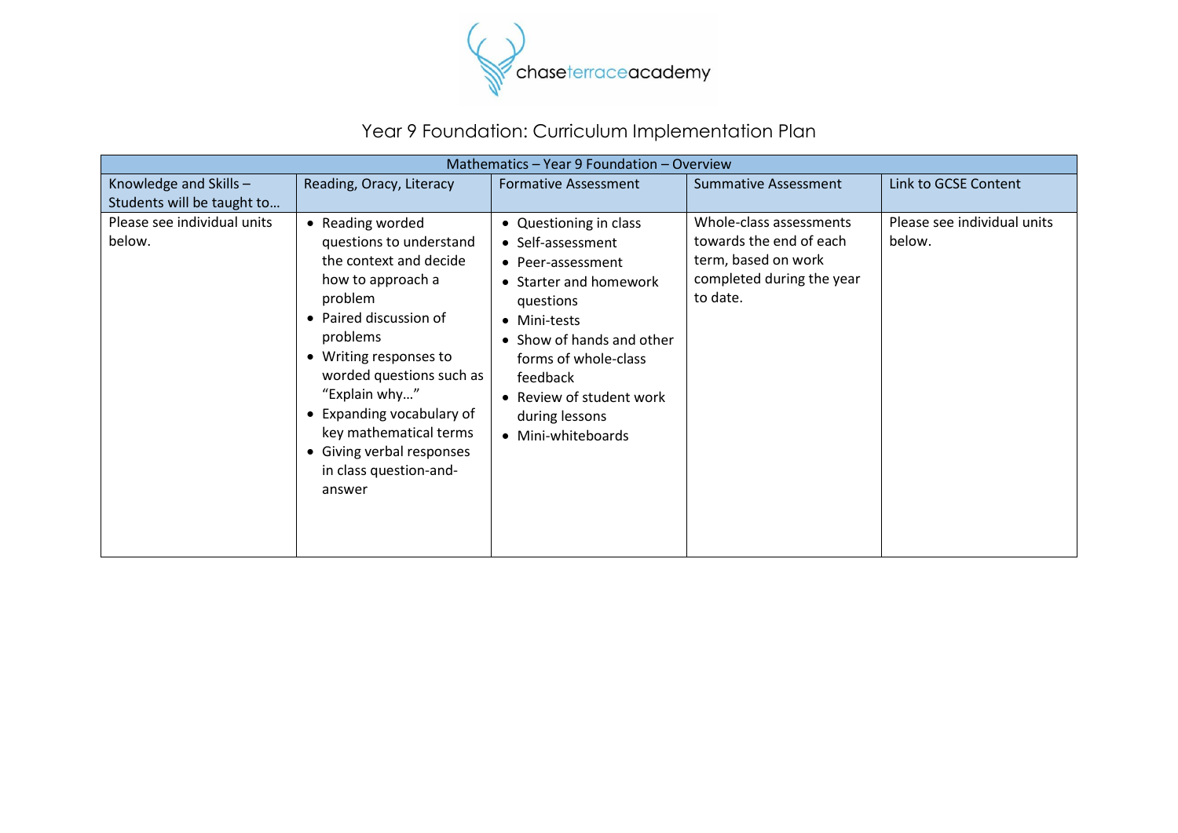# Year 9 Foundation: Curriculum Implementation Plan

| Mathematics – Year 9 Foundation – Overview | | | | |
|---|---|---|---|---|
| Knowledge and Skills – Students will be taught to… | Reading, Oracy, Literacy | Formative Assessment | Summative Assessment | Link to GCSE Content |
| Please see individual units below. | • Reading worded questions to understand the context and decide how to approach a problem<br>• Paired discussion of problems<br>• Writing responses to worded questions such as "Explain why…"<br>• Expanding vocabulary of key mathematical terms<br>• Giving verbal responses in class question-and-answer | • Questioning in class<br>• Self-assessment<br>• Peer-assessment<br>• Starter and homework questions<br>• Mini-tests<br>• Show of hands and other forms of whole-class feedback<br>• Review of student work during lessons<br>• Mini-whiteboards | Whole-class assessments towards the end of each term, based on work completed during the year to date. | Please see individual units below. |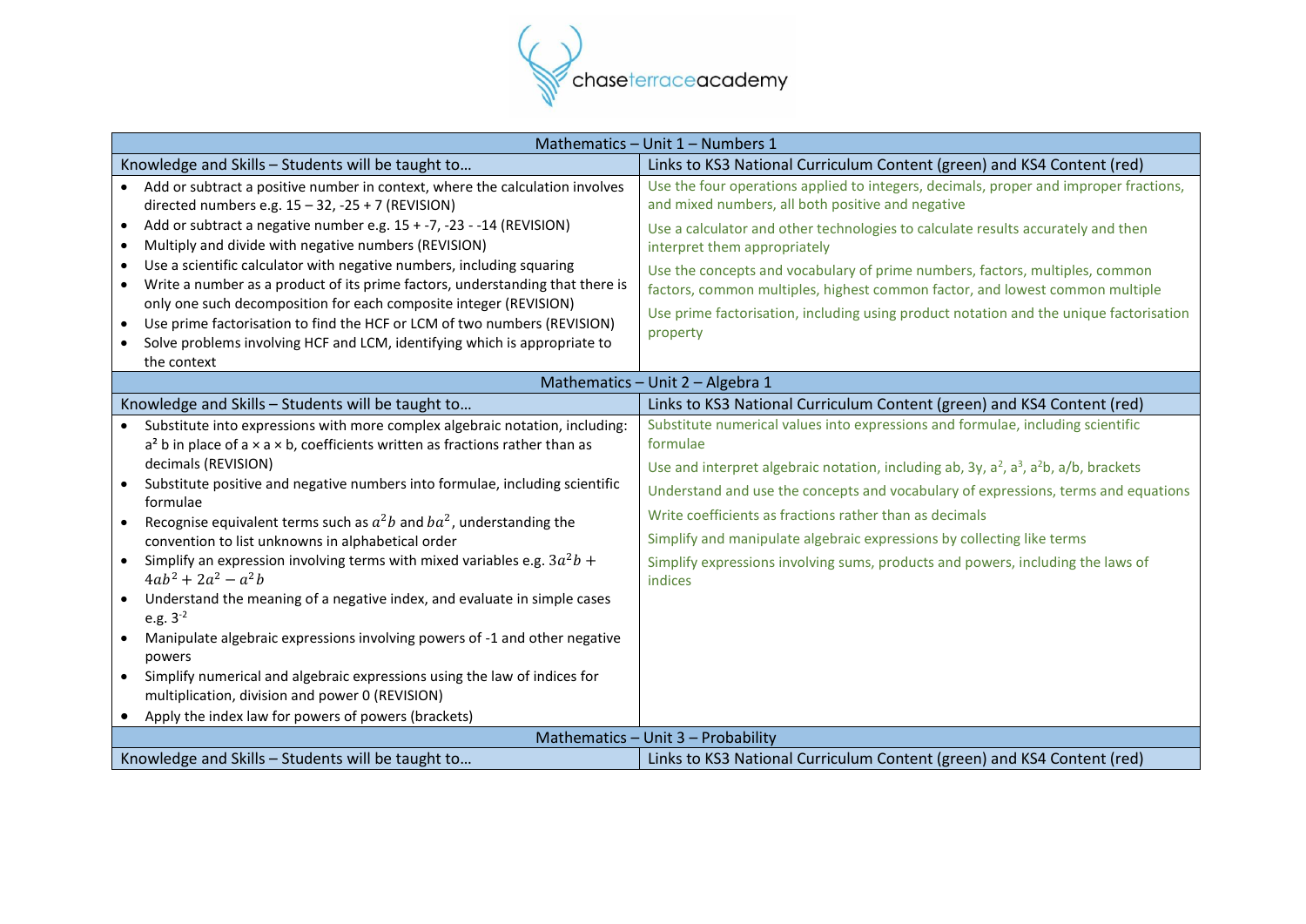| Mathematics – Unit 1 – Numbers 1 | |
|---|---|
| **Knowledge and Skills – Students will be taught to…** | **Links to KS3 National Curriculum Content (green) and KS4 Content (red)** |
| • Add or subtract a positive number in context, where the calculation involves directed numbers e.g. 15 – 32, -25 + 7 (REVISION)<br>• Add or subtract a negative number e.g. 15 + -7, -23 - -14 (REVISION)<br>• Multiply and divide with negative numbers (REVISION)<br>• Use a scientific calculator with negative numbers, including squaring<br>• Write a number as a product of its prime factors, understanding that there is only one such decomposition for each composite integer (REVISION)<br>• Use prime factorisation to find the HCF or LCM of two numbers (REVISION)<br>• Solve problems involving HCF and LCM, identifying which is appropriate to the context | Use the four operations applied to integers, decimals, proper and improper fractions, and mixed numbers, all both positive and negative<br><br>Use a calculator and other technologies to calculate results accurately and then interpret them appropriately<br><br>Use the concepts and vocabulary of prime numbers, factors, multiples, common factors, common multiples, highest common factor, and lowest common multiple<br><br>Use prime factorisation, including using product notation and the unique factorisation property |

| Mathematics – Unit 2 – Algebra 1 | |
|---|---|
| **Knowledge and Skills – Students will be taught to…** | **Links to KS3 National Curriculum Content (green) and KS4 Content (red)** |
| • Substitute into expressions with more complex algebraic notation, including: $a^2 b$ in place of a × a × b, coefficients written as fractions rather than as decimals (REVISION)<br>• Substitute positive and negative numbers into formulae, including scientific formulae<br>• Recognise equivalent terms such as $a^2b$ and $ba^2$, understanding the convention to list unknowns in alphabetical order<br>• Simplify an expression involving terms with mixed variables e.g. $3a^2b + 4ab^2 + 2a^2 - a^2b$<br>• Understand the meaning of a negative index, and evaluate in simple cases e.g. $3^{-2}$<br>• Manipulate algebraic expressions involving powers of -1 and other negative powers<br>• Simplify numerical and algebraic expressions using the law of indices for multiplication, division and power 0 (REVISION)<br>• Apply the index law for powers of powers (brackets) | Substitute numerical values into expressions and formulae, including scientific formulae<br><br>Use and interpret algebraic notation, including ab, 3y, $a^2$, $a^3$, $a^2b$, a/b, brackets<br><br>Understand and use the concepts and vocabulary of expressions, terms and equations<br><br>Write coefficients as fractions rather than as decimals<br><br>Simplify and manipulate algebraic expressions by collecting like terms<br><br>Simplify expressions involving sums, products and powers, including the laws of indices |

| Mathematics – Unit 3 – Probability | |
|---|---|
| **Knowledge and Skills – Students will be taught to…** | **Links to KS3 National Curriculum Content (green) and KS4 Content (red)** |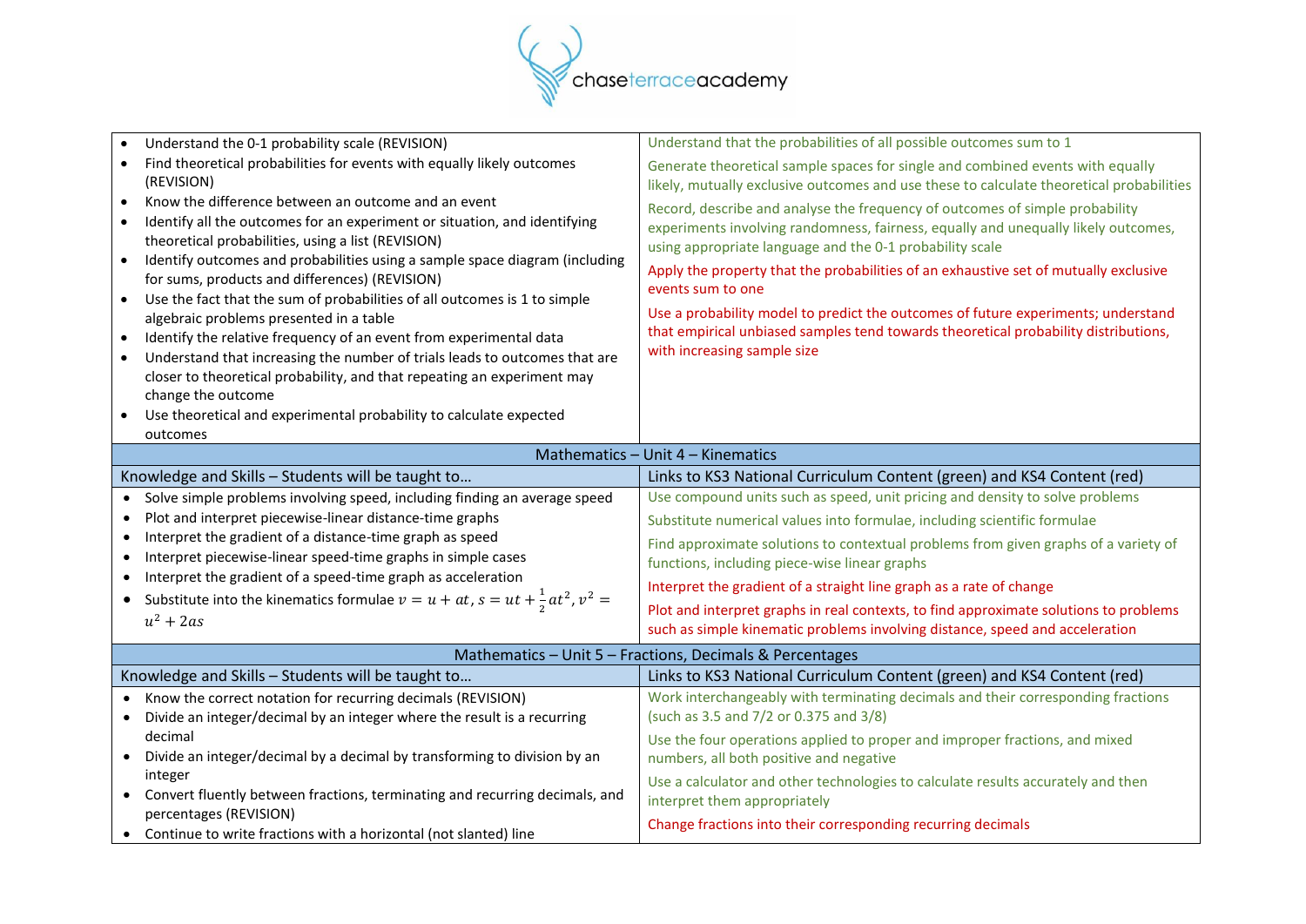| | |
|---|---|
| • Understand the 0-1 probability scale (REVISION)<br>• Find theoretical probabilities for events with equally likely outcomes (REVISION)<br>• Know the difference between an outcome and an event<br>• Identify all the outcomes for an experiment or situation, and identifying theoretical probabilities, using a list (REVISION)<br>• Identify outcomes and probabilities using a sample space diagram (including for sums, products and differences) (REVISION)<br>• Use the fact that the sum of probabilities of all outcomes is 1 to simple algebraic problems presented in a table<br>• Identify the relative frequency of an event from experimental data<br>• Understand that increasing the number of trials leads to outcomes that are closer to theoretical probability, and that repeating an experiment may change the outcome<br>• Use theoretical and experimental probability to calculate expected outcomes | Understand that the probabilities of all possible outcomes sum to 1<br><br>Generate theoretical sample spaces for single and combined events with equally likely, mutually exclusive outcomes and use these to calculate theoretical probabilities<br><br>Record, describe and analyse the frequency of outcomes of simple probability experiments involving randomness, fairness, equally and unequally likely outcomes, using appropriate language and the 0-1 probability scale<br><br>Apply the property that the probabilities of an exhaustive set of mutually exclusive events sum to one<br><br>Use a probability model to predict the outcomes of future experiments; understand that empirical unbiased samples tend towards theoretical probability distributions, with increasing sample size |

## Mathematics – Unit 4 – Kinematics

| Knowledge and Skills – Students will be taught to… | Links to KS3 National Curriculum Content (green) and KS4 Content (red) |
|---|---|
| • Solve simple problems involving speed, including finding an average speed<br>• Plot and interpret piecewise-linear distance-time graphs<br>• Interpret the gradient of a distance-time graph as speed<br>• Interpret piecewise-linear speed-time graphs in simple cases<br>• Interpret the gradient of a speed-time graph as acceleration<br>• Substitute into the kinematics formulae $v = u + at$, $s = ut + \frac{1}{2}at^2$, $v^2 = u^2 + 2as$ | Use compound units such as speed, unit pricing and density to solve problems<br><br>Substitute numerical values into formulae, including scientific formulae<br><br>Find approximate solutions to contextual problems from given graphs of a variety of functions, including piece-wise linear graphs<br><br>Interpret the gradient of a straight line graph as a rate of change<br><br>Plot and interpret graphs in real contexts, to find approximate solutions to problems such as simple kinematic problems involving distance, speed and acceleration |

## Mathematics – Unit 5 – Fractions, Decimals & Percentages

| Knowledge and Skills – Students will be taught to… | Links to KS3 National Curriculum Content (green) and KS4 Content (red) |
|---|---|
| • Know the correct notation for recurring decimals (REVISION)<br>• Divide an integer/decimal by an integer where the result is a recurring decimal<br>• Divide an integer/decimal by a decimal by transforming to division by an integer<br>• Convert fluently between fractions, terminating and recurring decimals, and percentages (REVISION)<br>• Continue to write fractions with a horizontal (not slanted) line | Work interchangeably with terminating decimals and their corresponding fractions (such as 3.5 and 7/2 or 0.375 and 3/8)<br><br>Use the four operations applied to proper and improper fractions, and mixed numbers, all both positive and negative<br><br>Use a calculator and other technologies to calculate results accurately and then interpret them appropriately<br><br>Change fractions into their corresponding recurring decimals |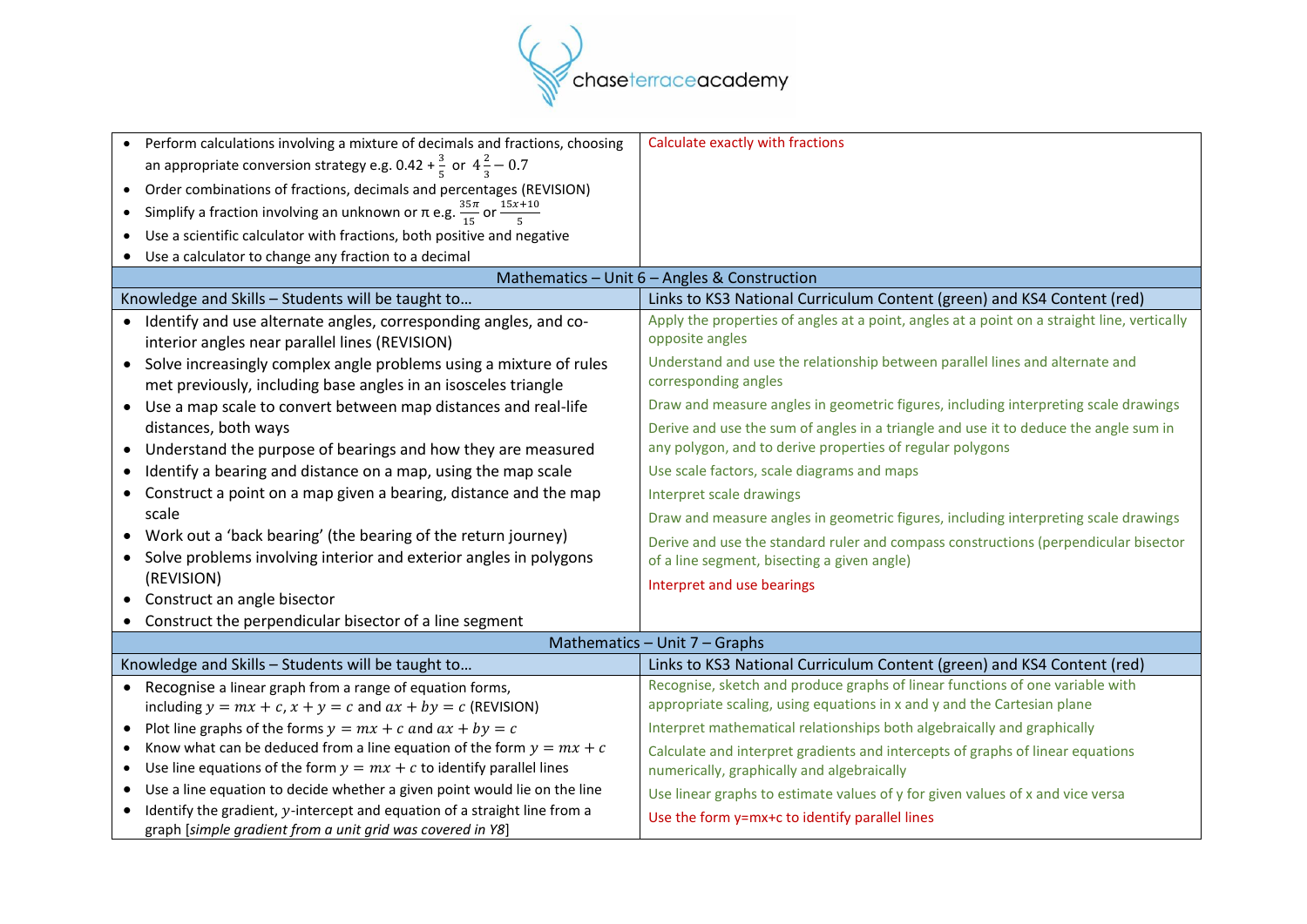| | |
|---|---|
| • Perform calculations involving a mixture of decimals and fractions, choosing an appropriate conversion strategy e.g. $0.42 + \frac{3}{5}$ or $4\frac{2}{3} - 0.7$<br>• Order combinations of fractions, decimals and percentages (REVISION)<br>• Simplify a fraction involving an unknown or π e.g. $\frac{35\pi}{15}$ or $\frac{15x+10}{5}$<br>• Use a scientific calculator with fractions, both positive and negative<br>• Use a calculator to change any fraction to a decimal | Calculate exactly with fractions |

| Mathematics – Unit 6 – Angles & Construction | |
|---|---|
| Knowledge and Skills – Students will be taught to… | Links to KS3 National Curriculum Content (green) and KS4 Content (red) |
| • Identify and use alternate angles, corresponding angles, and co-interior angles near parallel lines (REVISION)<br>• Solve increasingly complex angle problems using a mixture of rules met previously, including base angles in an isosceles triangle<br>• Use a map scale to convert between map distances and real-life distances, both ways<br>• Understand the purpose of bearings and how they are measured<br>• Identify a bearing and distance on a map, using the map scale<br>• Construct a point on a map given a bearing, distance and the map scale<br>• Work out a 'back bearing' (the bearing of the return journey)<br>• Solve problems involving interior and exterior angles in polygons (REVISION)<br>• Construct an angle bisector<br>• Construct the perpendicular bisector of a line segment | Apply the properties of angles at a point, angles at a point on a straight line, vertically opposite angles<br>Understand and use the relationship between parallel lines and alternate and corresponding angles<br>Draw and measure angles in geometric figures, including interpreting scale drawings<br>Derive and use the sum of angles in a triangle and use it to deduce the angle sum in any polygon, and to derive properties of regular polygons<br>Use scale factors, scale diagrams and maps<br>Interpret scale drawings<br>Draw and measure angles in geometric figures, including interpreting scale drawings<br>Derive and use the standard ruler and compass constructions (perpendicular bisector of a line segment, bisecting a given angle)<br>Interpret and use bearings |

| Mathematics – Unit 7 – Graphs | |
|---|---|
| Knowledge and Skills – Students will be taught to… | Links to KS3 National Curriculum Content (green) and KS4 Content (red) |
| • Recognise a linear graph from a range of equation forms, including $y = mx + c$, $x + y = c$ and $ax + by = c$ (REVISION)<br>• Plot line graphs of the forms $y = mx + c$ and $ax + by = c$<br>• Know what can be deduced from a line equation of the form $y = mx + c$<br>• Use line equations of the form $y = mx + c$ to identify parallel lines<br>• Use a line equation to decide whether a given point would lie on the line<br>• Identify the gradient, $y$-intercept and equation of a straight line from a graph [*simple gradient from a unit grid was covered in Y8*] | Recognise, sketch and produce graphs of linear functions of one variable with appropriate scaling, using equations in x and y and the Cartesian plane<br>Interpret mathematical relationships both algebraically and graphically<br>Calculate and interpret gradients and intercepts of graphs of linear equations numerically, graphically and algebraically<br>Use linear graphs to estimate values of y for given values of x and vice versa<br>Use the form y=mx+c to identify parallel lines |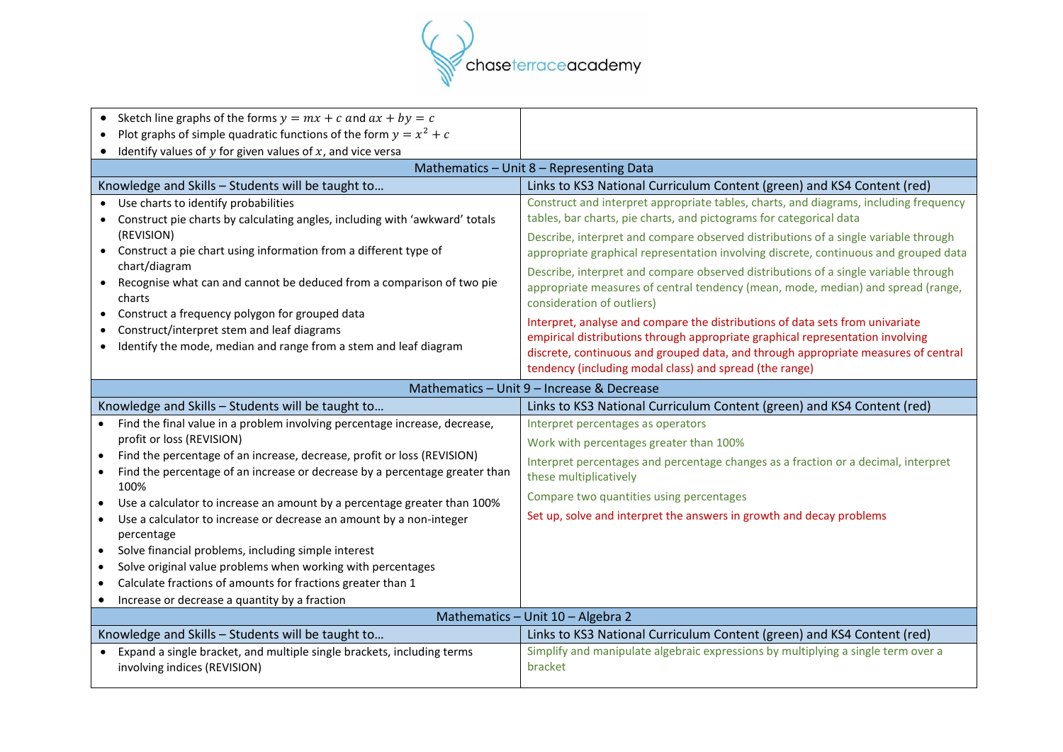| | |
|---|---|
| • Sketch line graphs of the forms $y = mx + c$ and $ax + by = c$<br>• Plot graphs of simple quadratic functions of the form $y = x^2 + c$<br>• Identify values of $y$ for given values of $x$, and vice versa | |
| **Mathematics – Unit 8 – Representing Data** | |
| Knowledge and Skills – Students will be taught to… | Links to KS3 National Curriculum Content (green) and KS4 Content (red) |
| • Use charts to identify probabilities<br>• Construct pie charts by calculating angles, including with 'awkward' totals (REVISION)<br>• Construct a pie chart using information from a different type of chart/diagram<br>• Recognise what can and cannot be deduced from a comparison of two pie charts<br>• Construct a frequency polygon for grouped data<br>• Construct/interpret stem and leaf diagrams<br>• Identify the mode, median and range from a stem and leaf diagram | Construct and interpret appropriate tables, charts, and diagrams, including frequency tables, bar charts, pie charts, and pictograms for categorical data<br><br>Describe, interpret and compare observed distributions of a single variable through appropriate graphical representation involving discrete, continuous and grouped data<br><br>Describe, interpret and compare observed distributions of a single variable through appropriate measures of central tendency (mean, mode, median) and spread (range, consideration of outliers)<br><br>Interpret, analyse and compare the distributions of data sets from univariate empirical distributions through appropriate graphical representation involving discrete, continuous and grouped data, and through appropriate measures of central tendency (including modal class) and spread (the range) |
| **Mathematics – Unit 9 – Increase & Decrease** | |
| Knowledge and Skills – Students will be taught to… | Links to KS3 National Curriculum Content (green) and KS4 Content (red) |
| • Find the final value in a problem involving percentage increase, decrease, profit or loss (REVISION)<br>• Find the percentage of an increase, decrease, profit or loss (REVISION)<br>• Find the percentage of an increase or decrease by a percentage greater than 100%<br>• Use a calculator to increase an amount by a percentage greater than 100%<br>• Use a calculator to increase or decrease an amount by a non-integer percentage<br>• Solve financial problems, including simple interest<br>• Solve original value problems when working with percentages<br>• Calculate fractions of amounts for fractions greater than 1<br>• Increase or decrease a quantity by a fraction | Interpret percentages as operators<br><br>Work with percentages greater than 100%<br><br>Interpret percentages and percentage changes as a fraction or a decimal, interpret these multiplicatively<br><br>Compare two quantities using percentages<br><br>Set up, solve and interpret the answers in growth and decay problems |
| **Mathematics – Unit 10 – Algebra 2** | |
| Knowledge and Skills – Students will be taught to… | Links to KS3 National Curriculum Content (green) and KS4 Content (red) |
| • Expand a single bracket, and multiple single brackets, including terms involving indices (REVISION) | Simplify and manipulate algebraic expressions by multiplying a single term over a bracket |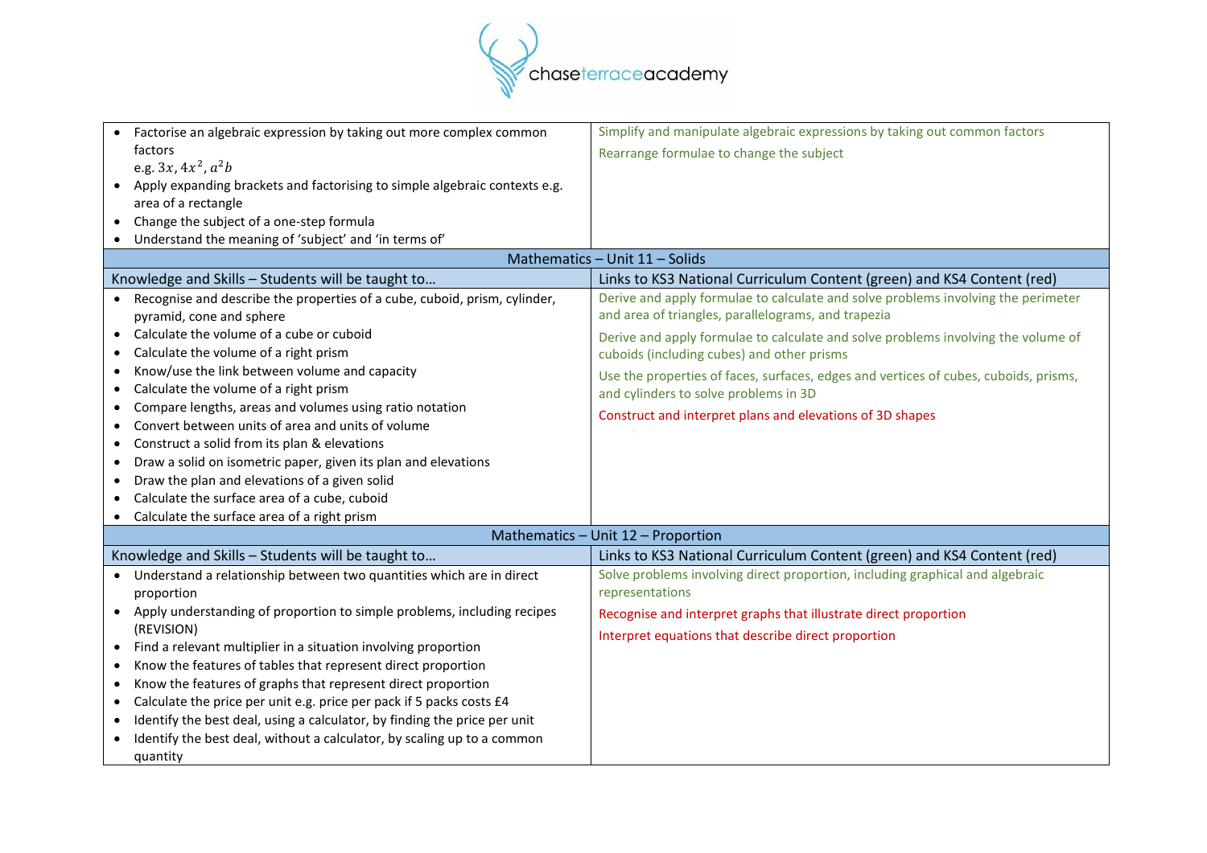| | |
|---|---|
| • Factorise an algebraic expression by taking out more complex common factors e.g. $3x, 4x^2, a^2b$<br>• Apply expanding brackets and factorising to simple algebraic contexts e.g. area of a rectangle<br>• Change the subject of a one-step formula<br>• Understand the meaning of 'subject' and 'in terms of' | Simplify and manipulate algebraic expressions by taking out common factors<br><br>Rearrange formulae to change the subject |
| **Mathematics – Unit 11 – Solids** | |
| **Knowledge and Skills – Students will be taught to…** | **Links to KS3 National Curriculum Content (green) and KS4 Content (red)** |
| • Recognise and describe the properties of a cube, cuboid, prism, cylinder, pyramid, cone and sphere<br>• Calculate the volume of a cube or cuboid<br>• Calculate the volume of a right prism<br>• Know/use the link between volume and capacity<br>• Calculate the volume of a right prism<br>• Compare lengths, areas and volumes using ratio notation<br>• Convert between units of area and units of volume<br>• Construct a solid from its plan & elevations<br>• Draw a solid on isometric paper, given its plan and elevations<br>• Draw the plan and elevations of a given solid<br>• Calculate the surface area of a cube, cuboid<br>• Calculate the surface area of a right prism | Derive and apply formulae to calculate and solve problems involving the perimeter and area of triangles, parallelograms, and trapezia<br><br>Derive and apply formulae to calculate and solve problems involving the volume of cuboids (including cubes) and other prisms<br><br>Use the properties of faces, surfaces, edges and vertices of cubes, cuboids, prisms, and cylinders to solve problems in 3D<br><br>Construct and interpret plans and elevations of 3D shapes |
| **Mathematics – Unit 12 – Proportion** | |
| **Knowledge and Skills – Students will be taught to…** | **Links to KS3 National Curriculum Content (green) and KS4 Content (red)** |
| • Understand a relationship between two quantities which are in direct proportion<br>• Apply understanding of proportion to simple problems, including recipes (REVISION)<br>• Find a relevant multiplier in a situation involving proportion<br>• Know the features of tables that represent direct proportion<br>• Know the features of graphs that represent direct proportion<br>• Calculate the price per unit e.g. price per pack if 5 packs costs £4<br>• Identify the best deal, using a calculator, by finding the price per unit<br>• Identify the best deal, without a calculator, by scaling up to a common quantity | Solve problems involving direct proportion, including graphical and algebraic representations<br><br>Recognise and interpret graphs that illustrate direct proportion<br><br>Interpret equations that describe direct proportion |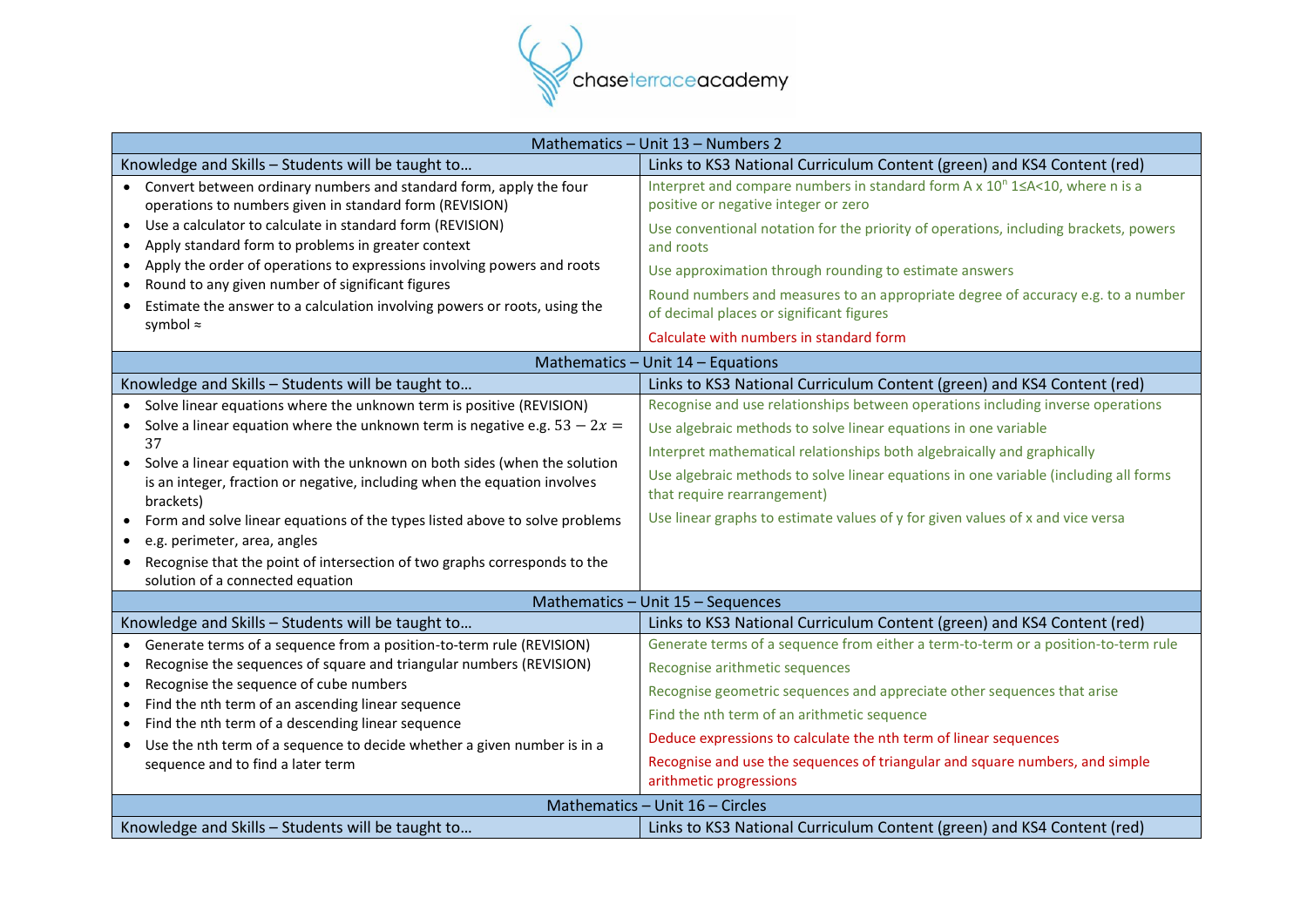| Mathematics – Unit 13 – Numbers 2 | |
|---|---|
| **Knowledge and Skills – Students will be taught to…** | **Links to KS3 National Curriculum Content (green) and KS4 Content (red)** |
| • Convert between ordinary numbers and standard form, apply the four operations to numbers given in standard form (REVISION)<br>• Use a calculator to calculate in standard form (REVISION)<br>• Apply standard form to problems in greater context<br>• Apply the order of operations to expressions involving powers and roots<br>• Round to any given number of significant figures<br>• Estimate the answer to a calculation involving powers or roots, using the symbol ≈ | Interpret and compare numbers in standard form A x $10^n$ $1 \leq A < 10$, where n is a positive or negative integer or zero<br>Use conventional notation for the priority of operations, including brackets, powers and roots<br>Use approximation through rounding to estimate answers<br>Round numbers and measures to an appropriate degree of accuracy e.g. to a number of decimal places or significant figures<br>Calculate with numbers in standard form |

| Mathematics – Unit 14 – Equations | |
|---|---|
| **Knowledge and Skills – Students will be taught to…** | **Links to KS3 National Curriculum Content (green) and KS4 Content (red)** |
| • Solve linear equations where the unknown term is positive (REVISION)<br>• Solve a linear equation where the unknown term is negative e.g. $53 - 2x = 37$<br>• Solve a linear equation with the unknown on both sides (when the solution is an integer, fraction or negative, including when the equation involves brackets)<br>• Form and solve linear equations of the types listed above to solve problems<br>• e.g. perimeter, area, angles<br>• Recognise that the point of intersection of two graphs corresponds to the solution of a connected equation | Recognise and use relationships between operations including inverse operations<br>Use algebraic methods to solve linear equations in one variable<br>Interpret mathematical relationships both algebraically and graphically<br>Use algebraic methods to solve linear equations in one variable (including all forms that require rearrangement)<br>Use linear graphs to estimate values of y for given values of x and vice versa |

| Mathematics – Unit 15 – Sequences | |
|---|---|
| **Knowledge and Skills – Students will be taught to…** | **Links to KS3 National Curriculum Content (green) and KS4 Content (red)** |
| • Generate terms of a sequence from a position-to-term rule (REVISION)<br>• Recognise the sequences of square and triangular numbers (REVISION)<br>• Recognise the sequence of cube numbers<br>• Find the nth term of an ascending linear sequence<br>• Find the nth term of a descending linear sequence<br>• Use the nth term of a sequence to decide whether a given number is in a sequence and to find a later term | Generate terms of a sequence from either a term-to-term or a position-to-term rule<br>Recognise arithmetic sequences<br>Recognise geometric sequences and appreciate other sequences that arise<br>Find the nth term of an arithmetic sequence<br>Deduce expressions to calculate the nth term of linear sequences<br>Recognise and use the sequences of triangular and square numbers, and simple arithmetic progressions |

| Mathematics – Unit 16 – Circles | |
|---|---|
| **Knowledge and Skills – Students will be taught to…** | **Links to KS3 National Curriculum Content (green) and KS4 Content (red)** |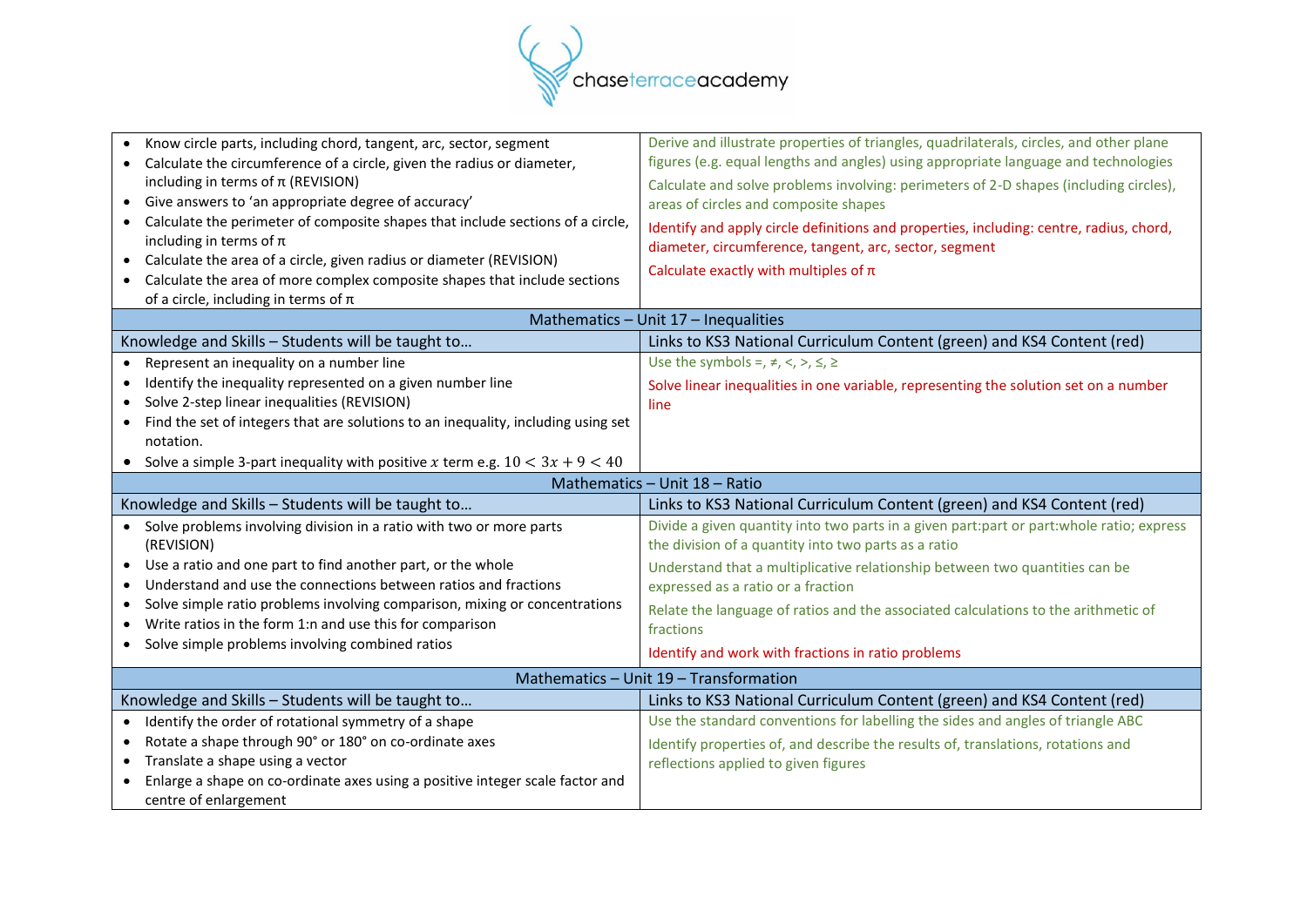| | |
|---|---|
| • Know circle parts, including chord, tangent, arc, sector, segment<br>• Calculate the circumference of a circle, given the radius or diameter, including in terms of π (REVISION)<br>• Give answers to 'an appropriate degree of accuracy'<br>• Calculate the perimeter of composite shapes that include sections of a circle, including in terms of π<br>• Calculate the area of a circle, given radius or diameter (REVISION)<br>• Calculate the area of more complex composite shapes that include sections of a circle, including in terms of π | Derive and illustrate properties of triangles, quadrilaterals, circles, and other plane figures (e.g. equal lengths and angles) using appropriate language and technologies<br><br>Calculate and solve problems involving: perimeters of 2-D shapes (including circles), areas of circles and composite shapes<br><br>Identify and apply circle definitions and properties, including: centre, radius, chord, diameter, circumference, tangent, arc, sector, segment<br><br>Calculate exactly with multiples of π |

## Mathematics – Unit 17 – Inequalities

| Knowledge and Skills – Students will be taught to… | Links to KS3 National Curriculum Content (green) and KS4 Content (red) |
|---|---|
| • Represent an inequality on a number line<br>• Identify the inequality represented on a given number line<br>• Solve 2-step linear inequalities (REVISION)<br>• Find the set of integers that are solutions to an inequality, including using set notation.<br>• Solve a simple 3-part inequality with positive $x$ term e.g. $10 < 3x + 9 < 40$ | Use the symbols =, ≠, <, >, ≤, ≥<br><br>Solve linear inequalities in one variable, representing the solution set on a number line |

## Mathematics – Unit 18 – Ratio

| Knowledge and Skills – Students will be taught to… | Links to KS3 National Curriculum Content (green) and KS4 Content (red) |
|---|---|
| • Solve problems involving division in a ratio with two or more parts (REVISION)<br>• Use a ratio and one part to find another part, or the whole<br>• Understand and use the connections between ratios and fractions<br>• Solve simple ratio problems involving comparison, mixing or concentrations<br>• Write ratios in the form 1:n and use this for comparison<br>• Solve simple problems involving combined ratios | Divide a given quantity into two parts in a given part:part or part:whole ratio; express the division of a quantity into two parts as a ratio<br><br>Understand that a multiplicative relationship between two quantities can be expressed as a ratio or a fraction<br><br>Relate the language of ratios and the associated calculations to the arithmetic of fractions<br><br>Identify and work with fractions in ratio problems |

## Mathematics – Unit 19 – Transformation

| Knowledge and Skills – Students will be taught to… | Links to KS3 National Curriculum Content (green) and KS4 Content (red) |
|---|---|
| • Identify the order of rotational symmetry of a shape<br>• Rotate a shape through 90° or 180° on co-ordinate axes<br>• Translate a shape using a vector<br>• Enlarge a shape on co-ordinate axes using a positive integer scale factor and centre of enlargement | Use the standard conventions for labelling the sides and angles of triangle ABC<br><br>Identify properties of, and describe the results of, translations, rotations and reflections applied to given figures |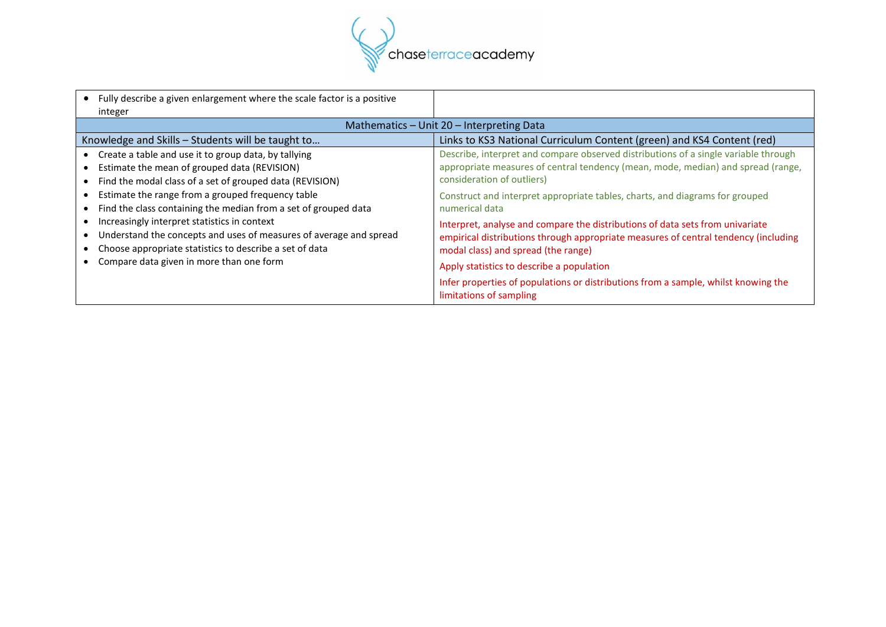| | |
|---|---|
| • Fully describe a given enlargement where the scale factor is a positive integer | |
| **Mathematics – Unit 20 – Interpreting Data** | |
| **Knowledge and Skills – Students will be taught to…** | **Links to KS3 National Curriculum Content (green) and KS4 Content (red)** |
| • Create a table and use it to group data, by tallying<br>• Estimate the mean of grouped data (REVISION)<br>• Find the modal class of a set of grouped data (REVISION)<br>• Estimate the range from a grouped frequency table<br>• Find the class containing the median from a set of grouped data<br>• Increasingly interpret statistics in context<br>• Understand the concepts and uses of measures of average and spread<br>• Choose appropriate statistics to describe a set of data<br>• Compare data given in more than one form | Describe, interpret and compare observed distributions of a single variable through appropriate measures of central tendency (mean, mode, median) and spread (range, consideration of outliers)<br><br>Construct and interpret appropriate tables, charts, and diagrams for grouped numerical data<br><br>Interpret, analyse and compare the distributions of data sets from univariate empirical distributions through appropriate measures of central tendency (including modal class) and spread (the range)<br><br>Apply statistics to describe a population<br><br>Infer properties of populations or distributions from a sample, whilst knowing the limitations of sampling |